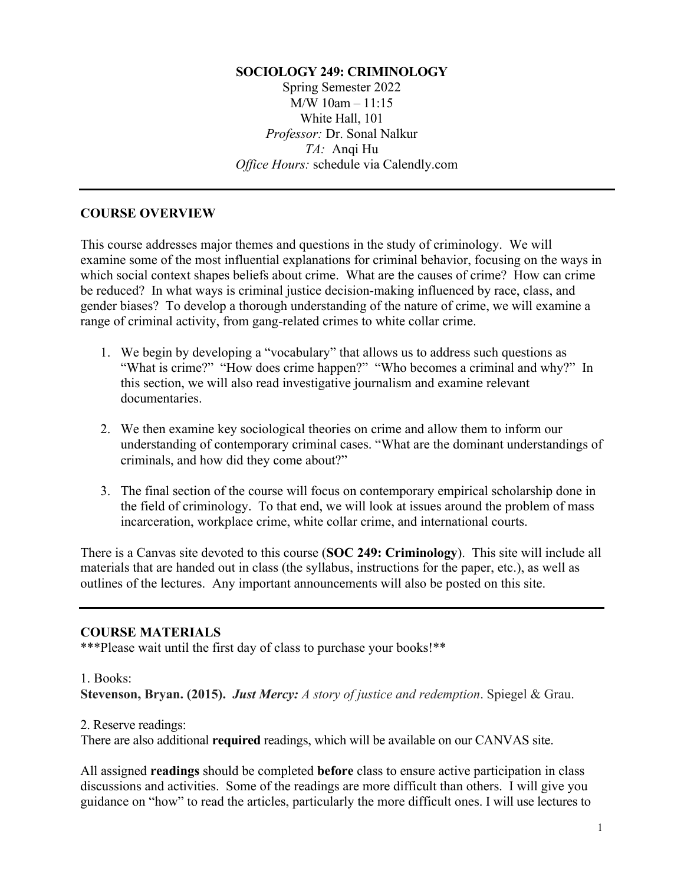**SOCIOLOGY 249: CRIMINOLOGY**

Spring Semester 2022
M/W 10am – 11:15
White Hall, 101
*Professor:* Dr. Sonal Nalkur
*TA:* Anqi Hu
*Office Hours:* schedule via Calendly.com

---

## COURSE OVERVIEW

This course addresses major themes and questions in the study of criminology. We will examine some of the most influential explanations for criminal behavior, focusing on the ways in which social context shapes beliefs about crime. What are the causes of crime? How can crime be reduced? In what ways is criminal justice decision-making influenced by race, class, and gender biases? To develop a thorough understanding of the nature of crime, we will examine a range of criminal activity, from gang-related crimes to white collar crime.

1. We begin by developing a "vocabulary" that allows us to address such questions as "What is crime?" "How does crime happen?" "Who becomes a criminal and why?" In this section, we will also read investigative journalism and examine relevant documentaries.

2. We then examine key sociological theories on crime and allow them to inform our understanding of contemporary criminal cases. "What are the dominant understandings of criminals, and how did they come about?"

3. The final section of the course will focus on contemporary empirical scholarship done in the field of criminology. To that end, we will look at issues around the problem of mass incarceration, workplace crime, white collar crime, and international courts.

There is a Canvas site devoted to this course (**SOC 249: Criminology**). This site will include all materials that are handed out in class (the syllabus, instructions for the paper, etc.), as well as outlines of the lectures. Any important announcements will also be posted on this site.

---

## COURSE MATERIALS

***Please wait until the first day of class to purchase your books!**

1. Books:
**Stevenson, Bryan. (2015).** ***Just Mercy:*** *A story of justice and redemption*. Spiegel & Grau.

2. Reserve readings:
There are also additional **required** readings, which will be available on our CANVAS site.

All assigned **readings** should be completed **before** class to ensure active participation in class discussions and activities. Some of the readings are more difficult than others. I will give you guidance on "how" to read the articles, particularly the more difficult ones. I will use lectures to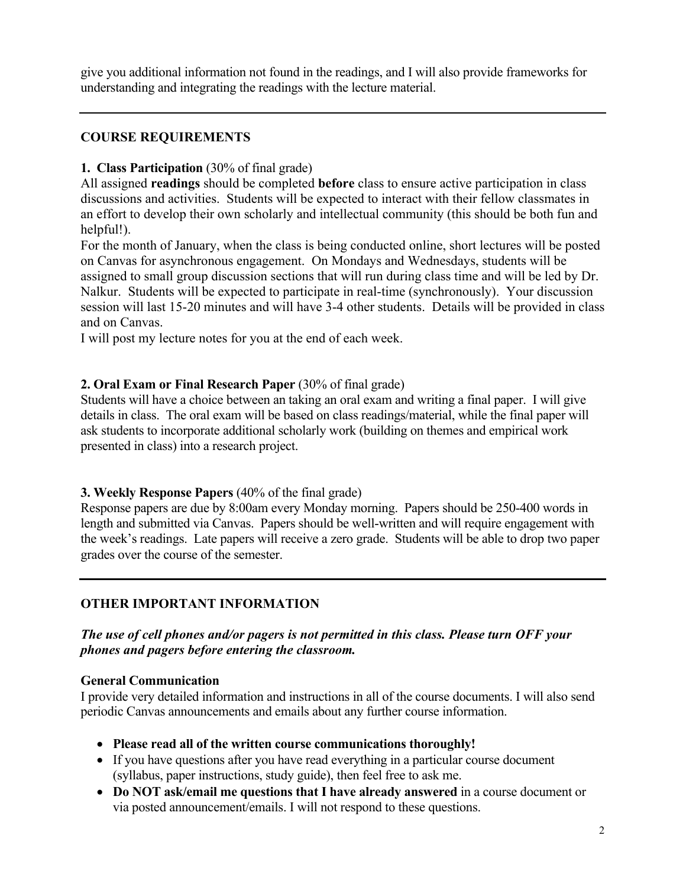give you additional information not found in the readings, and I will also provide frameworks for understanding and integrating the readings with the lecture material.

---

## COURSE REQUIREMENTS

**1. Class Participation** (30% of final grade)

All assigned **readings** should be completed **before** class to ensure active participation in class discussions and activities. Students will be expected to interact with their fellow classmates in an effort to develop their own scholarly and intellectual community (this should be both fun and helpful!).

For the month of January, when the class is being conducted online, short lectures will be posted on Canvas for asynchronous engagement. On Mondays and Wednesdays, students will be assigned to small group discussion sections that will run during class time and will be led by Dr. Nalkur. Students will be expected to participate in real-time (synchronously). Your discussion session will last 15-20 minutes and will have 3-4 other students. Details will be provided in class and on Canvas.

I will post my lecture notes for you at the end of each week.

**2. Oral Exam or Final Research Paper** (30% of final grade)

Students will have a choice between an taking an oral exam and writing a final paper. I will give details in class. The oral exam will be based on class readings/material, while the final paper will ask students to incorporate additional scholarly work (building on themes and empirical work presented in class) into a research project.

**3. Weekly Response Papers** (40% of the final grade)

Response papers are due by 8:00am every Monday morning. Papers should be 250-400 words in length and submitted via Canvas. Papers should be well-written and will require engagement with the week's readings. Late papers will receive a zero grade. Students will be able to drop two paper grades over the course of the semester.

---

## OTHER IMPORTANT INFORMATION

***The use of cell phones and/or pagers is not permitted in this class. Please turn OFF your phones and pagers before entering the classroom.***

**General Communication**

I provide very detailed information and instructions in all of the course documents. I will also send periodic Canvas announcements and emails about any further course information.

- **Please read all of the written course communications thoroughly!**
- If you have questions after you have read everything in a particular course document (syllabus, paper instructions, study guide), then feel free to ask me.
- **Do NOT ask/email me questions that I have already answered** in a course document or via posted announcement/emails. I will not respond to these questions.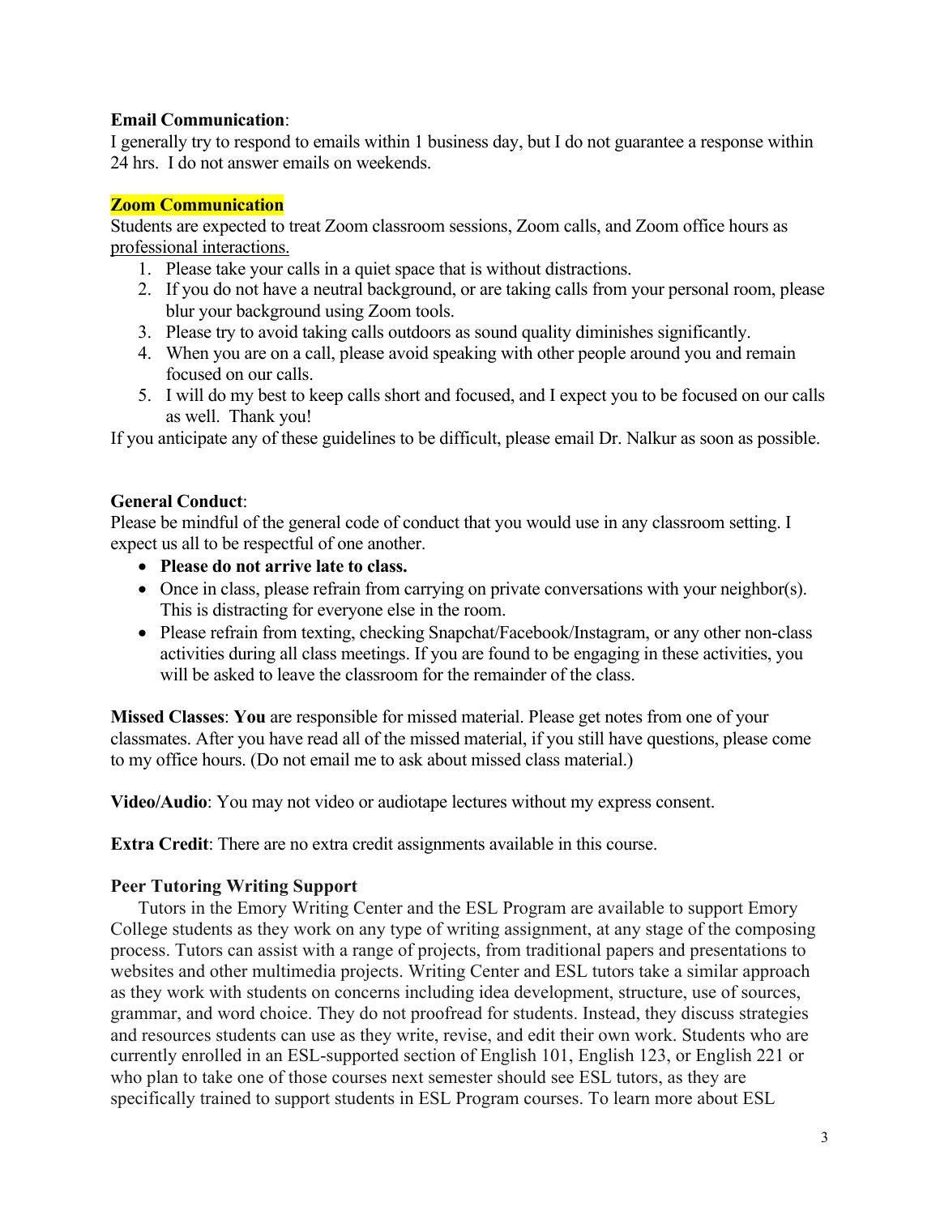**Email Communication**:
I generally try to respond to emails within 1 business day, but I do not guarantee a response within 24 hrs. I do not answer emails on weekends.

**Zoom Communication**
Students are expected to treat Zoom classroom sessions, Zoom calls, and Zoom office hours as professional interactions.

1. Please take your calls in a quiet space that is without distractions.
2. If you do not have a neutral background, or are taking calls from your personal room, please blur your background using Zoom tools.
3. Please try to avoid taking calls outdoors as sound quality diminishes significantly.
4. When you are on a call, please avoid speaking with other people around you and remain focused on our calls.
5. I will do my best to keep calls short and focused, and I expect you to be focused on our calls as well. Thank you!

If you anticipate any of these guidelines to be difficult, please email Dr. Nalkur as soon as possible.

**General Conduct**:
Please be mindful of the general code of conduct that you would use in any classroom setting. I expect us all to be respectful of one another.

- **Please do not arrive late to class.**
- Once in class, please refrain from carrying on private conversations with your neighbor(s). This is distracting for everyone else in the room.
- Please refrain from texting, checking Snapchat/Facebook/Instagram, or any other non-class activities during all class meetings. If you are found to be engaging in these activities, you will be asked to leave the classroom for the remainder of the class.

**Missed Classes**: **You** are responsible for missed material. Please get notes from one of your classmates. After you have read all of the missed material, if you still have questions, please come to my office hours. (Do not email me to ask about missed class material.)

**Video/Audio**: You may not video or audiotape lectures without my express consent.

**Extra Credit**: There are no extra credit assignments available in this course.

**Peer Tutoring Writing Support**

Tutors in the Emory Writing Center and the ESL Program are available to support Emory College students as they work on any type of writing assignment, at any stage of the composing process. Tutors can assist with a range of projects, from traditional papers and presentations to websites and other multimedia projects. Writing Center and ESL tutors take a similar approach as they work with students on concerns including idea development, structure, use of sources, grammar, and word choice. They do not proofread for students. Instead, they discuss strategies and resources students can use as they write, revise, and edit their own work. Students who are currently enrolled in an ESL-supported section of English 101, English 123, or English 221 or who plan to take one of those courses next semester should see ESL tutors, as they are specifically trained to support students in ESL Program courses. To learn more about ESL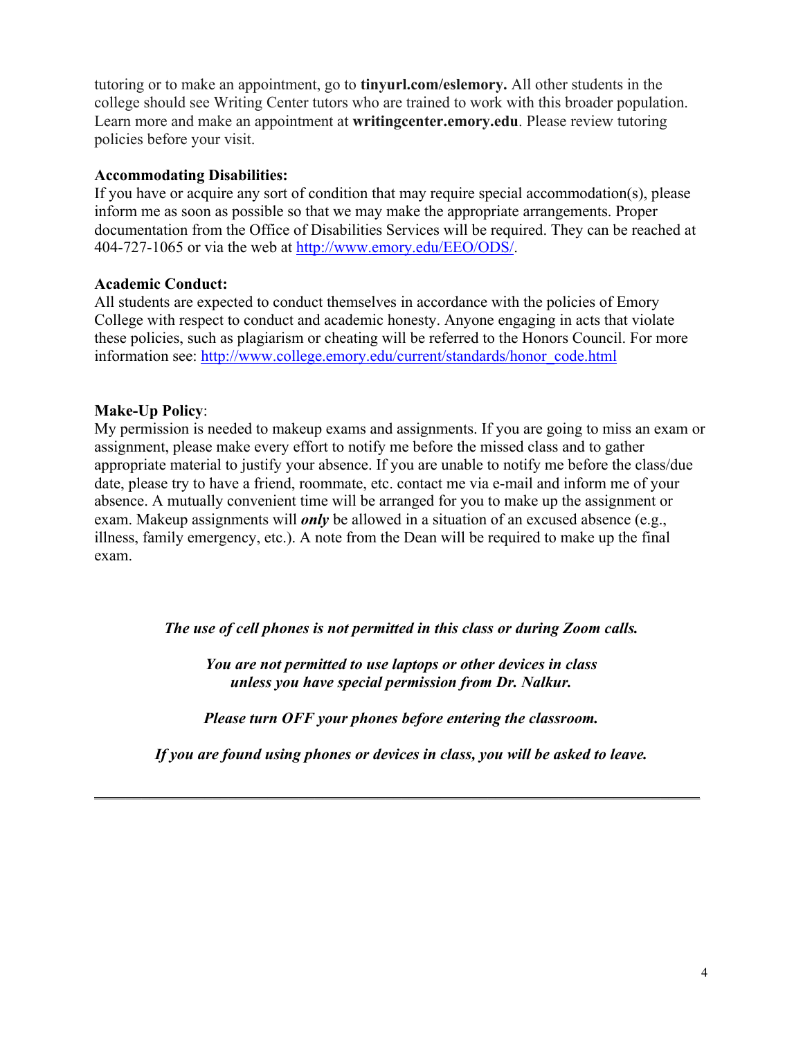tutoring or to make an appointment, go to **tinyurl.com/eslemory.** All other students in the college should see Writing Center tutors who are trained to work with this broader population. Learn more and make an appointment at **writingcenter.emory.edu**. Please review tutoring policies before your visit.

**Accommodating Disabilities:**
If you have or acquire any sort of condition that may require special accommodation(s), please inform me as soon as possible so that we may make the appropriate arrangements. Proper documentation from the Office of Disabilities Services will be required. They can be reached at 404-727-1065 or via the web at [http://www.emory.edu/EEO/ODS/](http://www.emory.edu/EEO/ODS/).

**Academic Conduct:**
All students are expected to conduct themselves in accordance with the policies of Emory College with respect to conduct and academic honesty. Anyone engaging in acts that violate these policies, such as plagiarism or cheating will be referred to the Honors Council. For more information see: [http://www.college.emory.edu/current/standards/honor_code.html](http://www.college.emory.edu/current/standards/honor_code.html)

**Make-Up Policy**:
My permission is needed to makeup exams and assignments. If you are going to miss an exam or assignment, please make every effort to notify me before the missed class and to gather appropriate material to justify your absence. If you are unable to notify me before the class/due date, please try to have a friend, roommate, etc. contact me via e-mail and inform me of your absence. A mutually convenient time will be arranged for you to make up the assignment or exam. Makeup assignments will ***only*** be allowed in a situation of an excused absence (e.g., illness, family emergency, etc.). A note from the Dean will be required to make up the final exam.

***The use of cell phones is not permitted in this class or during Zoom calls.***

***You are not permitted to use laptops or other devices in class unless you have special permission from Dr. Nalkur.***

***Please turn OFF your phones before entering the classroom.***

***If you are found using phones or devices in class, you will be asked to leave.***

---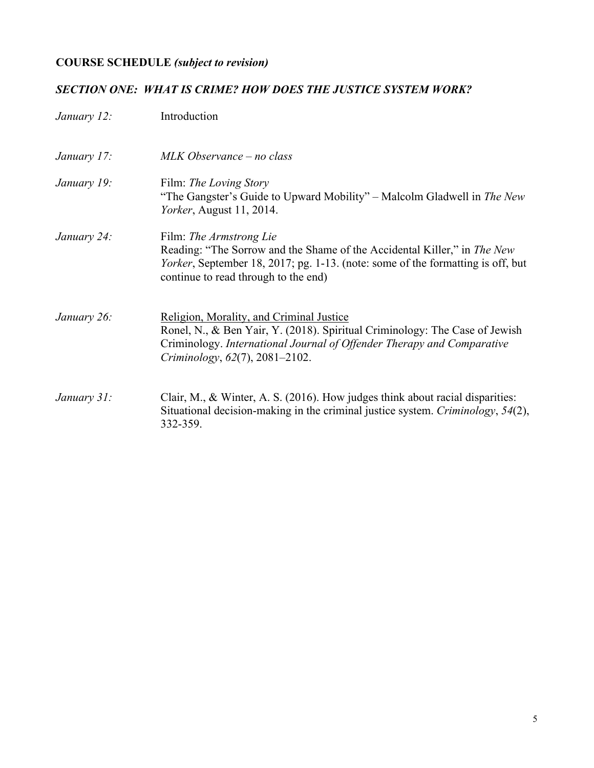## COURSE SCHEDULE *(subject to revision)*

### *SECTION ONE: WHAT IS CRIME? HOW DOES THE JUSTICE SYSTEM WORK?*

*January 12:* Introduction

*January 17:* *MLK Observance – no class*

*January 19:* Film: *The Loving Story*
"The Gangster's Guide to Upward Mobility" – Malcolm Gladwell in *The New Yorker*, August 11, 2014.

*January 24:* Film: *The Armstrong Lie*
Reading: "The Sorrow and the Shame of the Accidental Killer," in *The New Yorker*, September 18, 2017; pg. 1-13. (note: some of the formatting is off, but continue to read through to the end)

*January 26:* <u>Religion, Morality, and Criminal Justice</u>
Ronel, N., & Ben Yair, Y. (2018). Spiritual Criminology: The Case of Jewish Criminology. *International Journal of Offender Therapy and Comparative Criminology*, *62*(7), 2081–2102.

*January 31:* Clair, M., & Winter, A. S. (2016). How judges think about racial disparities: Situational decision-making in the criminal justice system. *Criminology*, *54*(2), 332-359.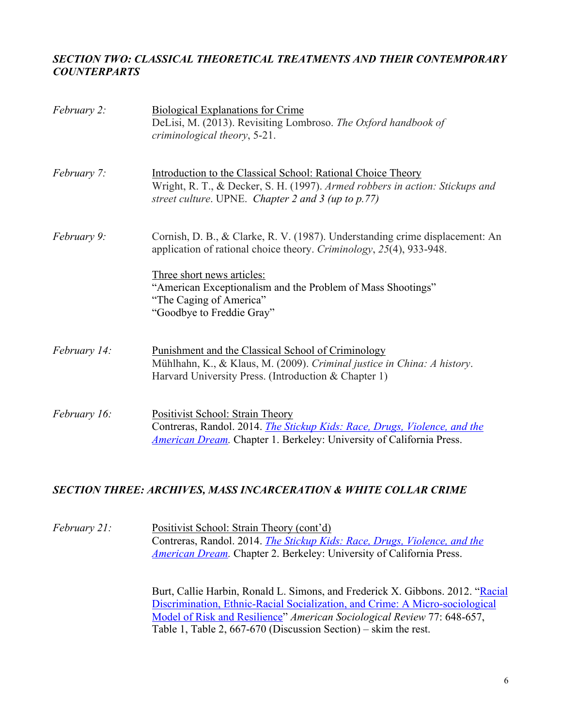### *SECTION TWO: CLASSICAL THEORETICAL TREATMENTS AND THEIR CONTEMPORARY COUNTERPARTS*

*February 2:* Biological Explanations for Crime
DeLisi, M. (2013). Revisiting Lombroso. *The Oxford handbook of criminological theory*, 5-21.

*February 7:* Introduction to the Classical School: Rational Choice Theory
Wright, R. T., & Decker, S. H. (1997). *Armed robbers in action: Stickups and street culture*. UPNE. *Chapter 2 and 3 (up to p.77)*

*February 9:* Cornish, D. B., & Clarke, R. V. (1987). Understanding crime displacement: An application of rational choice theory. *Criminology*, *25*(4), 933-948.

Three short news articles:
"American Exceptionalism and the Problem of Mass Shootings"
"The Caging of America"
"Goodbye to Freddie Gray"

*February 14:* Punishment and the Classical School of Criminology
Mühlhahn, K., & Klaus, M. (2009). *Criminal justice in China: A history*. Harvard University Press. (Introduction & Chapter 1)

*February 16:* Positivist School: Strain Theory
Contreras, Randol. 2014. *The Stickup Kids: Race, Drugs, Violence, and the American Dream.* Chapter 1. Berkeley: University of California Press.

### *SECTION THREE: ARCHIVES, MASS INCARCERATION & WHITE COLLAR CRIME*

*February 21:* Positivist School: Strain Theory (cont'd)
Contreras, Randol. 2014. *The Stickup Kids: Race, Drugs, Violence, and the American Dream.* Chapter 2. Berkeley: University of California Press.

Burt, Callie Harbin, Ronald L. Simons, and Frederick X. Gibbons. 2012. "Racial Discrimination, Ethnic-Racial Socialization, and Crime: A Micro-sociological Model of Risk and Resilience" *American Sociological Review* 77: 648-657, Table 1, Table 2, 667-670 (Discussion Section) – skim the rest.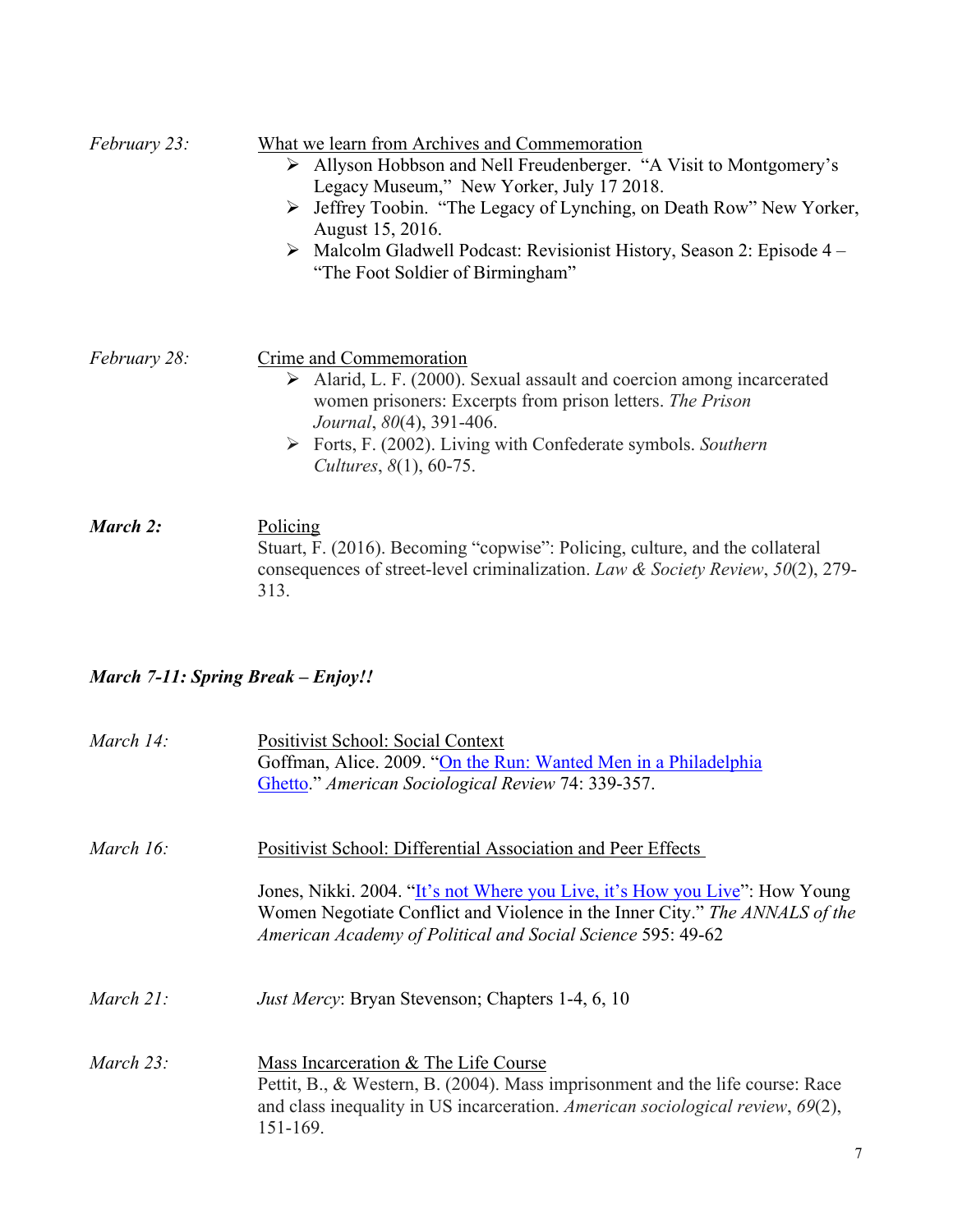*February 23:* <u>What we learn from Archives and Commemoration</u>

- Allyson Hobbson and Nell Freudenberger. "A Visit to Montgomery's Legacy Museum," New Yorker, July 17 2018.
- Jeffrey Toobin. "The Legacy of Lynching, on Death Row" New Yorker, August 15, 2016.
- Malcolm Gladwell Podcast: Revisionist History, Season 2: Episode 4 – "The Foot Soldier of Birmingham"

*February 28:* <u>Crime and Commemoration</u>

- Alarid, L. F. (2000). Sexual assault and coercion among incarcerated women prisoners: Excerpts from prison letters. *The Prison Journal*, *80*(4), 391-406.
- Forts, F. (2002). Living with Confederate symbols. *Southern Cultures*, *8*(1), 60-75.

***March 2:*** <u>Policing</u>

Stuart, F. (2016). Becoming "copwise": Policing, culture, and the collateral consequences of street-level criminalization. *Law & Society Review*, *50*(2), 279-313.

***March 7-11: Spring Break – Enjoy!!***

*March 14:* <u>Positivist School: Social Context</u>

Goffman, Alice. 2009. "On the Run: Wanted Men in a Philadelphia Ghetto." *American Sociological Review* 74: 339-357.

*March 16:* <u>Positivist School: Differential Association and Peer Effects</u>

Jones, Nikki. 2004. "It's not Where you Live, it's How you Live": How Young Women Negotiate Conflict and Violence in the Inner City." *The ANNALS of the American Academy of Political and Social Science* 595: 49-62

*March 21:* *Just Mercy*: Bryan Stevenson; Chapters 1-4, 6, 10

*March 23:* <u>Mass Incarceration & The Life Course</u>

Pettit, B., & Western, B. (2004). Mass imprisonment and the life course: Race and class inequality in US incarceration. *American sociological review*, *69*(2), 151-169.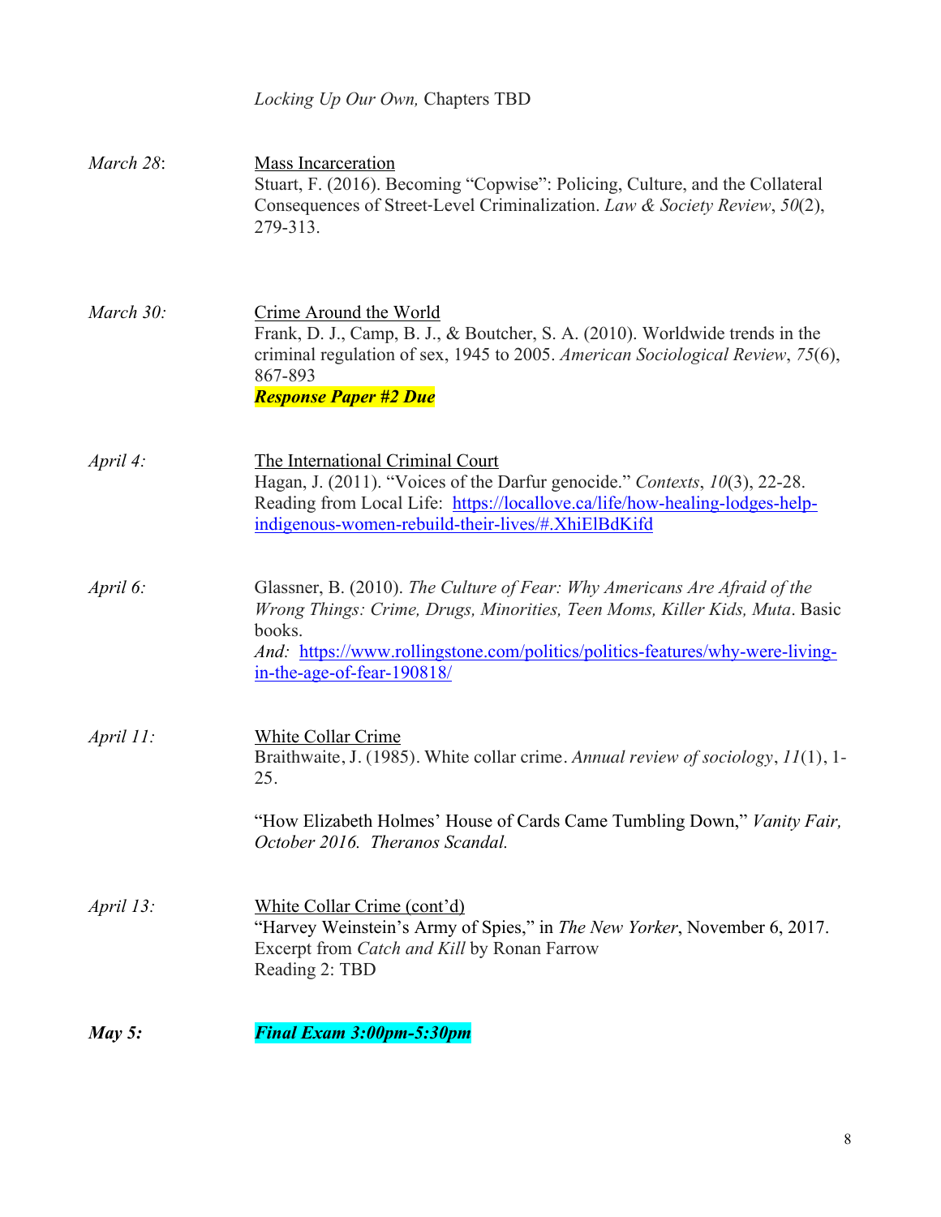*Locking Up Our Own,* Chapters TBD

*March 28*: Mass Incarceration
Stuart, F. (2016). Becoming "Copwise": Policing, Culture, and the Collateral Consequences of Street-Level Criminalization. *Law & Society Review*, *50*(2), 279-313.

*March 30:* Crime Around the World
Frank, D. J., Camp, B. J., & Boutcher, S. A. (2010). Worldwide trends in the criminal regulation of sex, 1945 to 2005. *American Sociological Review*, *75*(6), 867-893
***Response Paper #2 Due***

*April 4:* The International Criminal Court
Hagan, J. (2011). "Voices of the Darfur genocide." *Contexts*, *10*(3), 22-28.
Reading from Local Life: [https://locallove.ca/life/how-healing-lodges-help-indigenous-women-rebuild-their-lives/#.XhiElBdKifd](https://locallove.ca/life/how-healing-lodges-help-indigenous-women-rebuild-their-lives/#.XhiElBdKifd)

*April 6:* Glassner, B. (2010). *The Culture of Fear: Why Americans Are Afraid of the Wrong Things: Crime, Drugs, Minorities, Teen Moms, Killer Kids, Muta*. Basic books.
*And:* [https://www.rollingstone.com/politics/politics-features/why-were-living-in-the-age-of-fear-190818/](https://www.rollingstone.com/politics/politics-features/why-were-living-in-the-age-of-fear-190818/)

*April 11:* White Collar Crime
Braithwaite, J. (1985). White collar crime. *Annual review of sociology*, *11*(1), 1-25.

"How Elizabeth Holmes' House of Cards Came Tumbling Down," *Vanity Fair, October 2016. Theranos Scandal.*

*April 13:* White Collar Crime (cont'd)
"Harvey Weinstein's Army of Spies," in *The New Yorker*, November 6, 2017.
Excerpt from *Catch and Kill* by Ronan Farrow
Reading 2: TBD

***May 5:*** ***Final Exam 3:00pm-5:30pm***